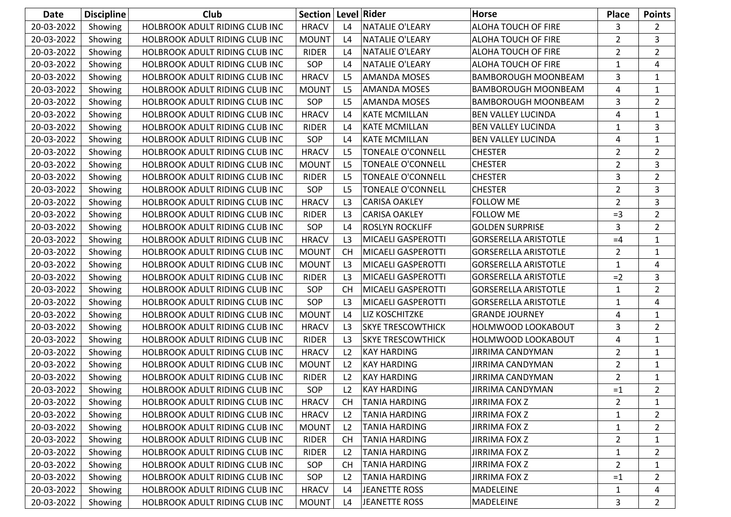| Date | Discipline | Club | Section | Level | Rider | Horse | Place | Points |
|---|---|---|---|---|---|---|---|---|
| 20-03-2022 | Showing | HOLBROOK ADULT RIDING CLUB INC | HRACV | L4 | NATALIE O'LEARY | ALOHA TOUCH OF FIRE | 3 | 2 |
| 20-03-2022 | Showing | HOLBROOK ADULT RIDING CLUB INC | MOUNT | L4 | NATALIE O'LEARY | ALOHA TOUCH OF FIRE | 2 | 3 |
| 20-03-2022 | Showing | HOLBROOK ADULT RIDING CLUB INC | RIDER | L4 | NATALIE O'LEARY | ALOHA TOUCH OF FIRE | 2 | 2 |
| 20-03-2022 | Showing | HOLBROOK ADULT RIDING CLUB INC | SOP | L4 | NATALIE O'LEARY | ALOHA TOUCH OF FIRE | 1 | 4 |
| 20-03-2022 | Showing | HOLBROOK ADULT RIDING CLUB INC | HRACV | L5 | AMANDA MOSES | BAMBOROUGH MOONBEAM | 3 | 1 |
| 20-03-2022 | Showing | HOLBROOK ADULT RIDING CLUB INC | MOUNT | L5 | AMANDA MOSES | BAMBOROUGH MOONBEAM | 4 | 1 |
| 20-03-2022 | Showing | HOLBROOK ADULT RIDING CLUB INC | SOP | L5 | AMANDA MOSES | BAMBOROUGH MOONBEAM | 3 | 2 |
| 20-03-2022 | Showing | HOLBROOK ADULT RIDING CLUB INC | HRACV | L4 | KATE MCMILLAN | BEN VALLEY LUCINDA | 4 | 1 |
| 20-03-2022 | Showing | HOLBROOK ADULT RIDING CLUB INC | RIDER | L4 | KATE MCMILLAN | BEN VALLEY LUCINDA | 1 | 3 |
| 20-03-2022 | Showing | HOLBROOK ADULT RIDING CLUB INC | SOP | L4 | KATE MCMILLAN | BEN VALLEY LUCINDA | 4 | 1 |
| 20-03-2022 | Showing | HOLBROOK ADULT RIDING CLUB INC | HRACV | L5 | TONEALE O'CONNELL | CHESTER | 2 | 2 |
| 20-03-2022 | Showing | HOLBROOK ADULT RIDING CLUB INC | MOUNT | L5 | TONEALE O'CONNELL | CHESTER | 2 | 3 |
| 20-03-2022 | Showing | HOLBROOK ADULT RIDING CLUB INC | RIDER | L5 | TONEALE O'CONNELL | CHESTER | 3 | 2 |
| 20-03-2022 | Showing | HOLBROOK ADULT RIDING CLUB INC | SOP | L5 | TONEALE O'CONNELL | CHESTER | 2 | 3 |
| 20-03-2022 | Showing | HOLBROOK ADULT RIDING CLUB INC | HRACV | L3 | CARISA OAKLEY | FOLLOW ME | 2 | 3 |
| 20-03-2022 | Showing | HOLBROOK ADULT RIDING CLUB INC | RIDER | L3 | CARISA OAKLEY | FOLLOW ME | =3 | 2 |
| 20-03-2022 | Showing | HOLBROOK ADULT RIDING CLUB INC | SOP | L4 | ROSLYN ROCKLIFF | GOLDEN SURPRISE | 3 | 2 |
| 20-03-2022 | Showing | HOLBROOK ADULT RIDING CLUB INC | HRACV | L3 | MICAELI GASPEROTTI | GORSERELLA ARISTOTLE | =4 | 1 |
| 20-03-2022 | Showing | HOLBROOK ADULT RIDING CLUB INC | MOUNT | CH | MICAELI GASPEROTTI | GORSERELLA ARISTOTLE | 2 | 1 |
| 20-03-2022 | Showing | HOLBROOK ADULT RIDING CLUB INC | MOUNT | L3 | MICAELI GASPEROTTI | GORSERELLA ARISTOTLE | 1 | 4 |
| 20-03-2022 | Showing | HOLBROOK ADULT RIDING CLUB INC | RIDER | L3 | MICAELI GASPEROTTI | GORSERELLA ARISTOTLE | =2 | 3 |
| 20-03-2022 | Showing | HOLBROOK ADULT RIDING CLUB INC | SOP | CH | MICAELI GASPEROTTI | GORSERELLA ARISTOTLE | 1 | 2 |
| 20-03-2022 | Showing | HOLBROOK ADULT RIDING CLUB INC | SOP | L3 | MICAELI GASPEROTTI | GORSERELLA ARISTOTLE | 1 | 4 |
| 20-03-2022 | Showing | HOLBROOK ADULT RIDING CLUB INC | MOUNT | L4 | LIZ KOSCHITZKE | GRANDE JOURNEY | 4 | 1 |
| 20-03-2022 | Showing | HOLBROOK ADULT RIDING CLUB INC | HRACV | L3 | SKYE TRESCOWTHICK | HOLMWOOD LOOKABOUT | 3 | 2 |
| 20-03-2022 | Showing | HOLBROOK ADULT RIDING CLUB INC | RIDER | L3 | SKYE TRESCOWTHICK | HOLMWOOD LOOKABOUT | 4 | 1 |
| 20-03-2022 | Showing | HOLBROOK ADULT RIDING CLUB INC | HRACV | L2 | KAY HARDING | JIRRIMA CANDYMAN | 2 | 1 |
| 20-03-2022 | Showing | HOLBROOK ADULT RIDING CLUB INC | MOUNT | L2 | KAY HARDING | JIRRIMA CANDYMAN | 2 | 1 |
| 20-03-2022 | Showing | HOLBROOK ADULT RIDING CLUB INC | RIDER | L2 | KAY HARDING | JIRRIMA CANDYMAN | 2 | 1 |
| 20-03-2022 | Showing | HOLBROOK ADULT RIDING CLUB INC | SOP | L2 | KAY HARDING | JIRRIMA CANDYMAN | =1 | 2 |
| 20-03-2022 | Showing | HOLBROOK ADULT RIDING CLUB INC | HRACV | CH | TANIA HARDING | JIRRIMA FOX Z | 2 | 1 |
| 20-03-2022 | Showing | HOLBROOK ADULT RIDING CLUB INC | HRACV | L2 | TANIA HARDING | JIRRIMA FOX Z | 1 | 2 |
| 20-03-2022 | Showing | HOLBROOK ADULT RIDING CLUB INC | MOUNT | L2 | TANIA HARDING | JIRRIMA FOX Z | 1 | 2 |
| 20-03-2022 | Showing | HOLBROOK ADULT RIDING CLUB INC | RIDER | CH | TANIA HARDING | JIRRIMA FOX Z | 2 | 1 |
| 20-03-2022 | Showing | HOLBROOK ADULT RIDING CLUB INC | RIDER | L2 | TANIA HARDING | JIRRIMA FOX Z | 1 | 2 |
| 20-03-2022 | Showing | HOLBROOK ADULT RIDING CLUB INC | SOP | CH | TANIA HARDING | JIRRIMA FOX Z | 2 | 1 |
| 20-03-2022 | Showing | HOLBROOK ADULT RIDING CLUB INC | SOP | L2 | TANIA HARDING | JIRRIMA FOX Z | =1 | 2 |
| 20-03-2022 | Showing | HOLBROOK ADULT RIDING CLUB INC | HRACV | L4 | JEANETTE ROSS | MADELEINE | 1 | 4 |
| 20-03-2022 | Showing | HOLBROOK ADULT RIDING CLUB INC | MOUNT | L4 | JEANETTE ROSS | MADELEINE | 3 | 2 |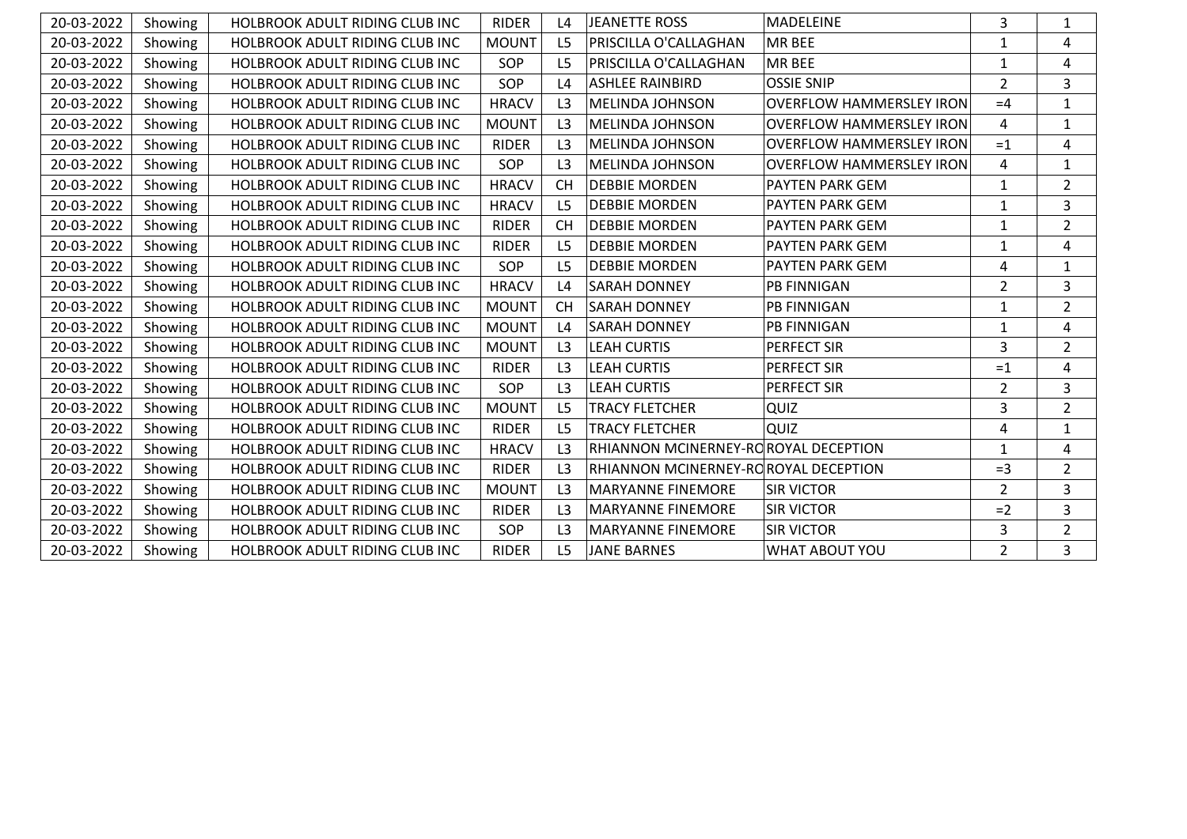| | | | | | | | | |
|---|---|---|---|---|---|---|---|---|
| 20-03-2022 | Showing | HOLBROOK ADULT RIDING CLUB INC | RIDER | L4 | JEANETTE ROSS | MADELEINE | 3 | 1 |
| 20-03-2022 | Showing | HOLBROOK ADULT RIDING CLUB INC | MOUNT | L5 | PRISCILLA O'CALLAGHAN | MR BEE | 1 | 4 |
| 20-03-2022 | Showing | HOLBROOK ADULT RIDING CLUB INC | SOP | L5 | PRISCILLA O'CALLAGHAN | MR BEE | 1 | 4 |
| 20-03-2022 | Showing | HOLBROOK ADULT RIDING CLUB INC | SOP | L4 | ASHLEE RAINBIRD | OSSIE SNIP | 2 | 3 |
| 20-03-2022 | Showing | HOLBROOK ADULT RIDING CLUB INC | HRACV | L3 | MELINDA JOHNSON | OVERFLOW HAMMERSLEY IRON | =4 | 1 |
| 20-03-2022 | Showing | HOLBROOK ADULT RIDING CLUB INC | MOUNT | L3 | MELINDA JOHNSON | OVERFLOW HAMMERSLEY IRON | 4 | 1 |
| 20-03-2022 | Showing | HOLBROOK ADULT RIDING CLUB INC | RIDER | L3 | MELINDA JOHNSON | OVERFLOW HAMMERSLEY IRON | =1 | 4 |
| 20-03-2022 | Showing | HOLBROOK ADULT RIDING CLUB INC | SOP | L3 | MELINDA JOHNSON | OVERFLOW HAMMERSLEY IRON | 4 | 1 |
| 20-03-2022 | Showing | HOLBROOK ADULT RIDING CLUB INC | HRACV | CH | DEBBIE MORDEN | PAYTEN PARK GEM | 1 | 2 |
| 20-03-2022 | Showing | HOLBROOK ADULT RIDING CLUB INC | HRACV | L5 | DEBBIE MORDEN | PAYTEN PARK GEM | 1 | 3 |
| 20-03-2022 | Showing | HOLBROOK ADULT RIDING CLUB INC | RIDER | CH | DEBBIE MORDEN | PAYTEN PARK GEM | 1 | 2 |
| 20-03-2022 | Showing | HOLBROOK ADULT RIDING CLUB INC | RIDER | L5 | DEBBIE MORDEN | PAYTEN PARK GEM | 1 | 4 |
| 20-03-2022 | Showing | HOLBROOK ADULT RIDING CLUB INC | SOP | L5 | DEBBIE MORDEN | PAYTEN PARK GEM | 4 | 1 |
| 20-03-2022 | Showing | HOLBROOK ADULT RIDING CLUB INC | HRACV | L4 | SARAH DONNEY | PB FINNIGAN | 2 | 3 |
| 20-03-2022 | Showing | HOLBROOK ADULT RIDING CLUB INC | MOUNT | CH | SARAH DONNEY | PB FINNIGAN | 1 | 2 |
| 20-03-2022 | Showing | HOLBROOK ADULT RIDING CLUB INC | MOUNT | L4 | SARAH DONNEY | PB FINNIGAN | 1 | 4 |
| 20-03-2022 | Showing | HOLBROOK ADULT RIDING CLUB INC | MOUNT | L3 | LEAH CURTIS | PERFECT SIR | 3 | 2 |
| 20-03-2022 | Showing | HOLBROOK ADULT RIDING CLUB INC | RIDER | L3 | LEAH CURTIS | PERFECT SIR | =1 | 4 |
| 20-03-2022 | Showing | HOLBROOK ADULT RIDING CLUB INC | SOP | L3 | LEAH CURTIS | PERFECT SIR | 2 | 3 |
| 20-03-2022 | Showing | HOLBROOK ADULT RIDING CLUB INC | MOUNT | L5 | TRACY FLETCHER | QUIZ | 3 | 2 |
| 20-03-2022 | Showing | HOLBROOK ADULT RIDING CLUB INC | RIDER | L5 | TRACY FLETCHER | QUIZ | 4 | 1 |
| 20-03-2022 | Showing | HOLBROOK ADULT RIDING CLUB INC | HRACV | L3 | RHIANNON MCINERNEY-RO | ROYAL DECEPTION | 1 | 4 |
| 20-03-2022 | Showing | HOLBROOK ADULT RIDING CLUB INC | RIDER | L3 | RHIANNON MCINERNEY-RO | ROYAL DECEPTION | =3 | 2 |
| 20-03-2022 | Showing | HOLBROOK ADULT RIDING CLUB INC | MOUNT | L3 | MARYANNE FINEMORE | SIR VICTOR | 2 | 3 |
| 20-03-2022 | Showing | HOLBROOK ADULT RIDING CLUB INC | RIDER | L3 | MARYANNE FINEMORE | SIR VICTOR | =2 | 3 |
| 20-03-2022 | Showing | HOLBROOK ADULT RIDING CLUB INC | SOP | L3 | MARYANNE FINEMORE | SIR VICTOR | 3 | 2 |
| 20-03-2022 | Showing | HOLBROOK ADULT RIDING CLUB INC | RIDER | L5 | JANE BARNES | WHAT ABOUT YOU | 2 | 3 |